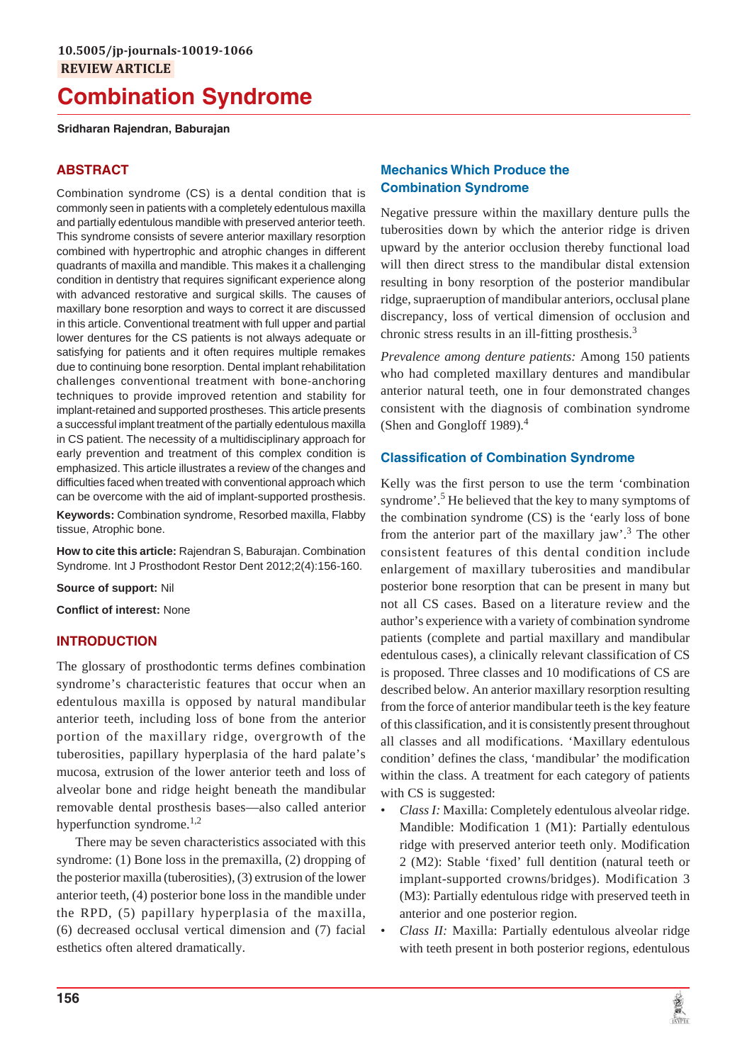10.5005/jp-journals-10019-1066

REVIEW ARTICLE

# Combination Syndrome

**Sridharan Rajendran, Baburajan**

## ABSTRACT

Combination syndrome (CS) is a dental condition that is commonly seen in patients with a completely edentulous maxilla and partially edentulous mandible with preserved anterior teeth. This syndrome consists of severe anterior maxillary resorption combined with hypertrophic and atrophic changes in different quadrants of maxilla and mandible. This makes it a challenging condition in dentistry that requires significant experience along with advanced restorative and surgical skills. The causes of maxillary bone resorption and ways to correct it are discussed in this article. Conventional treatment with full upper and partial lower dentures for the CS patients is not always adequate or satisfying for patients and it often requires multiple remakes due to continuing bone resorption. Dental implant rehabilitation challenges conventional treatment with bone-anchoring techniques to provide improved retention and stability for implant-retained and supported prostheses. This article presents a successful implant treatment of the partially edentulous maxilla in CS patient. The necessity of a multidisciplinary approach for early prevention and treatment of this complex condition is emphasized. This article illustrates a review of the changes and difficulties faced when treated with conventional approach which can be overcome with the aid of implant-supported prosthesis.

**Keywords:** Combination syndrome, Resorbed maxilla, Flabby tissue, Atrophic bone.

**How to cite this article:** Rajendran S, Baburajan. Combination Syndrome. Int J Prosthodont Restor Dent 2012;2(4):156-160.

**Source of support:** Nil

**Conflict of interest:** None

## INTRODUCTION

The glossary of prosthodontic terms defines combination syndrome's characteristic features that occur when an edentulous maxilla is opposed by natural mandibular anterior teeth, including loss of bone from the anterior portion of the maxillary ridge, overgrowth of the tuberosities, papillary hyperplasia of the hard palate's mucosa, extrusion of the lower anterior teeth and loss of alveolar bone and ridge height beneath the mandibular removable dental prosthesis bases—also called anterior hyperfunction syndrome.[1,2]

There may be seven characteristics associated with this syndrome: (1) Bone loss in the premaxilla, (2) dropping of the posterior maxilla (tuberosities), (3) extrusion of the lower anterior teeth, (4) posterior bone loss in the mandible under the RPD, (5) papillary hyperplasia of the maxilla, (6) decreased occlusal vertical dimension and (7) facial esthetics often altered dramatically.

### Mechanics Which Produce the Combination Syndrome

Negative pressure within the maxillary denture pulls the tuberosities down by which the anterior ridge is driven upward by the anterior occlusion thereby functional load will then direct stress to the mandibular distal extension resulting in bony resorption of the posterior mandibular ridge, supraeruption of mandibular anteriors, occlusal plane discrepancy, loss of vertical dimension of occlusion and chronic stress results in an ill-fitting prosthesis.[3]

*Prevalence among denture patients:* Among 150 patients who had completed maxillary dentures and mandibular anterior natural teeth, one in four demonstrated changes consistent with the diagnosis of combination syndrome (Shen and Gongloff 1989).[4]

### Classification of Combination Syndrome

Kelly was the first person to use the term 'combination syndrome'.[5] He believed that the key to many symptoms of the combination syndrome (CS) is the 'early loss of bone from the anterior part of the maxillary jaw'.[3] The other consistent features of this dental condition include enlargement of maxillary tuberosities and mandibular posterior bone resorption that can be present in many but not all CS cases. Based on a literature review and the author's experience with a variety of combination syndrome patients (complete and partial maxillary and mandibular edentulous cases), a clinically relevant classification of CS is proposed. Three classes and 10 modifications of CS are described below. An anterior maxillary resorption resulting from the force of anterior mandibular teeth is the key feature of this classification, and it is consistently present throughout all classes and all modifications. 'Maxillary edentulous condition' defines the class, 'mandibular' the modification within the class. A treatment for each category of patients with CS is suggested:

- *Class I:* Maxilla: Completely edentulous alveolar ridge. Mandible: Modification 1 (M1): Partially edentulous ridge with preserved anterior teeth only. Modification 2 (M2): Stable 'fixed' full dentition (natural teeth or implant-supported crowns/bridges). Modification 3 (M3): Partially edentulous ridge with preserved teeth in anterior and one posterior region.
- *Class II:* Maxilla: Partially edentulous alveolar ridge with teeth present in both posterior regions, edentulous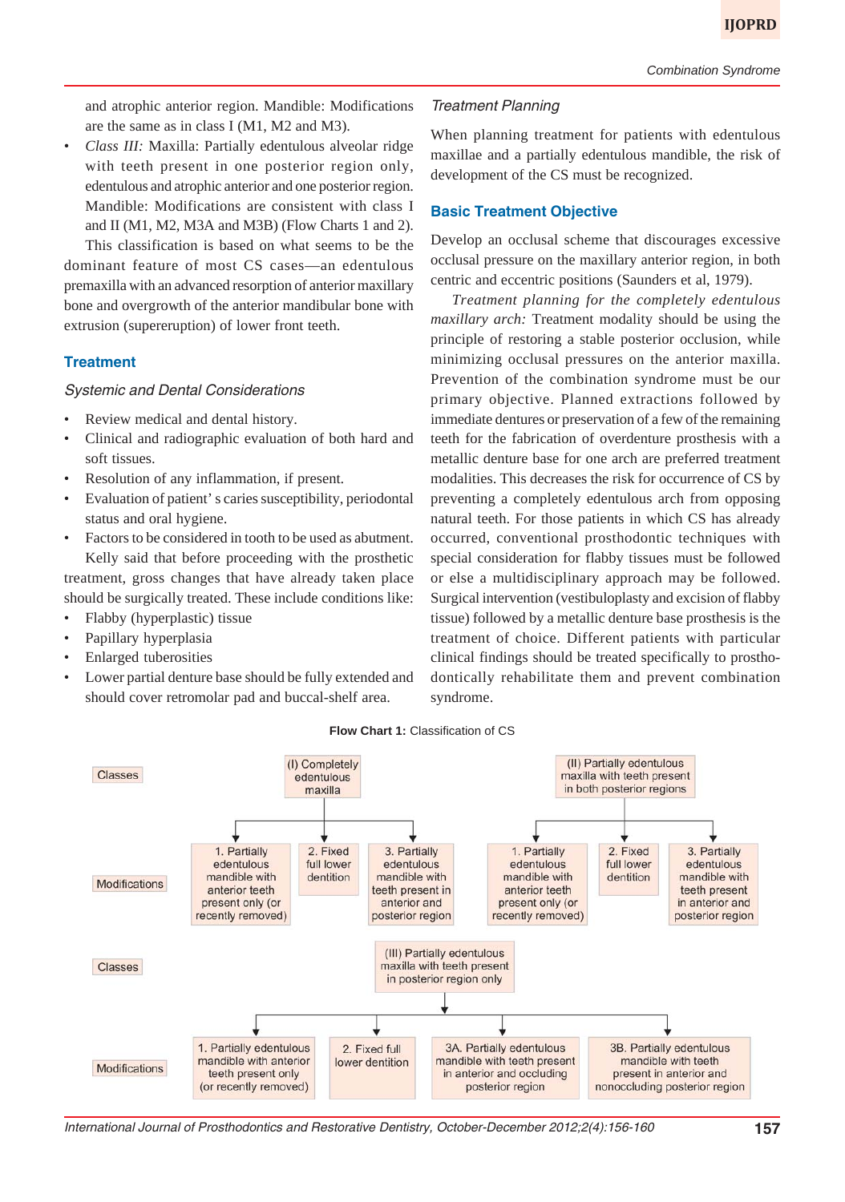and atrophic anterior region. Mandible: Modifications are the same as in class I (M1, M2 and M3).

- *Class III:* Maxilla: Partially edentulous alveolar ridge with teeth present in one posterior region only, edentulous and atrophic anterior and one posterior region. Mandible: Modifications are consistent with class I and II (M1, M2, M3A and M3B) (Flow Charts 1 and 2).

This classification is based on what seems to be the dominant feature of most CS cases—an edentulous premaxilla with an advanced resorption of anterior maxillary bone and overgrowth of the anterior mandibular bone with extrusion (supereruption) of lower front teeth.

## Treatment

### *Systemic and Dental Considerations*

- Review medical and dental history.
- Clinical and radiographic evaluation of both hard and soft tissues.
- Resolution of any inflammation, if present.
- Evaluation of patient' s caries susceptibility, periodontal status and oral hygiene.
- Factors to be considered in tooth to be used as abutment.

Kelly said that before proceeding with the prosthetic treatment, gross changes that have already taken place should be surgically treated. These include conditions like:

- Flabby (hyperplastic) tissue
- Papillary hyperplasia
- Enlarged tuberosities
- Lower partial denture base should be fully extended and should cover retromolar pad and buccal-shelf area.

### *Treatment Planning*

When planning treatment for patients with edentulous maxillae and a partially edentulous mandible, the risk of development of the CS must be recognized.

## Basic Treatment Objective

Develop an occlusal scheme that discourages excessive occlusal pressure on the maxillary anterior region, in both centric and eccentric positions (Saunders et al, 1979).

*Treatment planning for the completely edentulous maxillary arch:* Treatment modality should be using the principle of restoring a stable posterior occlusion, while minimizing occlusal pressures on the anterior maxilla. Prevention of the combination syndrome must be our primary objective. Planned extractions followed by immediate dentures or preservation of a few of the remaining teeth for the fabrication of overdenture prosthesis with a metallic denture base for one arch are preferred treatment modalities. This decreases the risk for occurrence of CS by preventing a completely edentulous arch from opposing natural teeth. For those patients in which CS has already occurred, conventional prosthodontic techniques with special consideration for flabby tissues must be followed or else a multidisciplinary approach may be followed. Surgical intervention (vestibuloplasty and excision of flabby tissue) followed by a metallic denture base prosthesis is the treatment of choice. Different patients with particular clinical findings should be treated specifically to prosthodontically rehabilitate them and prevent combination syndrome.

**Flow Chart 1:** Classification of CS

- **Classes:** (I) Completely edentulous maxilla
  - **Modifications:**
    1. Partially edentulous mandible with anterior teeth present only (or recently removed)
    2. Fixed full lower dentition
    3. Partially edentulous mandible with teeth present in anterior and posterior region
- **Classes:** (II) Partially edentulous maxilla with teeth present in both posterior regions
  - **Modifications:**
    1. Partially edentulous mandible with anterior teeth present only (or recently removed)
    2. Fixed full lower dentition
    3. Partially edentulous mandible with teeth present in anterior and posterior region
- **Classes:** (III) Partially edentulous maxilla with teeth present in posterior region only
  - **Modifications:**
    1. Partially edentulous mandible with anterior teeth present only (or recently removed)
    2. Fixed full lower dentition
    - 3A. Partially edentulous mandible with teeth present in anterior and occluding posterior region
    - 3B. Partially edentulous mandible with teeth present in anterior and nonoccluding posterior region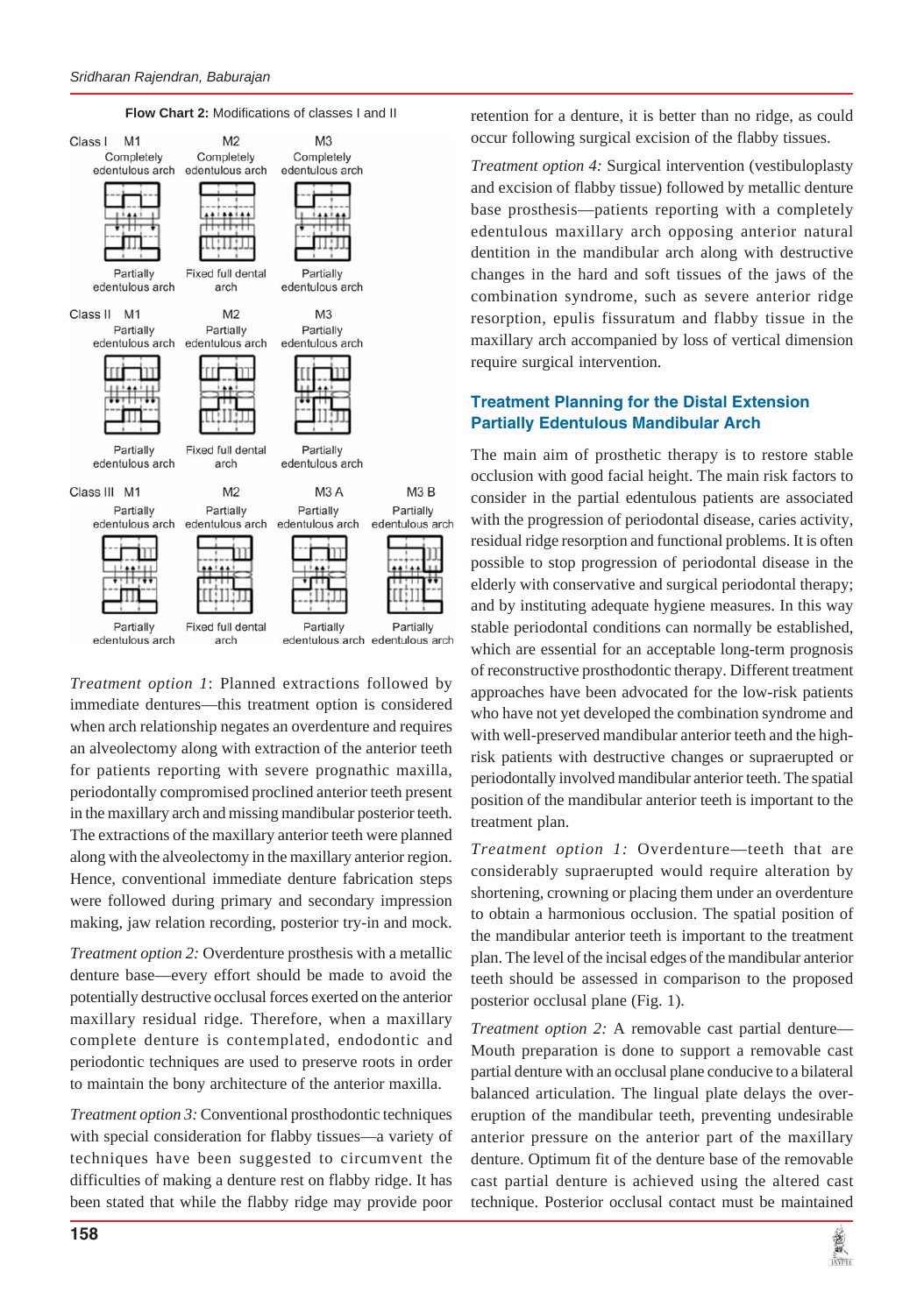**Flow Chart 2:** Modifications of classes I and II

Class I M1 Completely edentulous arch / Partially edentulous arch; M2 Completely edentulous arch / Fixed full dental arch; M3 Completely edentulous arch / Partially edentulous arch

Class II M1 Partially edentulous arch / Partially edentulous arch; M2 Partially edentulous arch / Fixed full dental arch; M3 Partially edentulous arch / Partially edentulous arch

Class III M1 Partially edentulous arch / Partially edentulous arch; M2 Partially edentulous arch / Fixed full dental arch; M3 A Partially edentulous arch / Partially edentulous arch; M3 B Partially edentulous arch / Partially edentulous arch

*Treatment option 1*: Planned extractions followed by immediate dentures—this treatment option is considered when arch relationship negates an overdenture and requires an alveolectomy along with extraction of the anterior teeth for patients reporting with severe prognathic maxilla, periodontally compromised proclined anterior teeth present in the maxillary arch and missing mandibular posterior teeth. The extractions of the maxillary anterior teeth were planned along with the alveolectomy in the maxillary anterior region. Hence, conventional immediate denture fabrication steps were followed during primary and secondary impression making, jaw relation recording, posterior try-in and mock.

*Treatment option 2:* Overdenture prosthesis with a metallic denture base—every effort should be made to avoid the potentially destructive occlusal forces exerted on the anterior maxillary residual ridge. Therefore, when a maxillary complete denture is contemplated, endodontic and periodontic techniques are used to preserve roots in order to maintain the bony architecture of the anterior maxilla.

*Treatment option 3:* Conventional prosthodontic techniques with special consideration for flabby tissues—a variety of techniques have been suggested to circumvent the difficulties of making a denture rest on flabby ridge. It has been stated that while the flabby ridge may provide poor retention for a denture, it is better than no ridge, as could occur following surgical excision of the flabby tissues.

*Treatment option 4:* Surgical intervention (vestibuloplasty and excision of flabby tissue) followed by metallic denture base prosthesis—patients reporting with a completely edentulous maxillary arch opposing anterior natural dentition in the mandibular arch along with destructive changes in the hard and soft tissues of the jaws of the combination syndrome, such as severe anterior ridge resorption, epulis fissuratum and flabby tissue in the maxillary arch accompanied by loss of vertical dimension require surgical intervention.

## Treatment Planning for the Distal Extension Partially Edentulous Mandibular Arch

The main aim of prosthetic therapy is to restore stable occlusion with good facial height. The main risk factors to consider in the partial edentulous patients are associated with the progression of periodontal disease, caries activity, residual ridge resorption and functional problems. It is often possible to stop progression of periodontal disease in the elderly with conservative and surgical periodontal therapy; and by instituting adequate hygiene measures. In this way stable periodontal conditions can normally be established, which are essential for an acceptable long-term prognosis of reconstructive prosthodontic therapy. Different treatment approaches have been advocated for the low-risk patients who have not yet developed the combination syndrome and with well-preserved mandibular anterior teeth and the high-risk patients with destructive changes or supraerupted or periodontally involved mandibular anterior teeth. The spatial position of the mandibular anterior teeth is important to the treatment plan.

*Treatment option 1:* Overdenture—teeth that are considerably supraerupted would require alteration by shortening, crowning or placing them under an overdenture to obtain a harmonious occlusion. The spatial position of the mandibular anterior teeth is important to the treatment plan. The level of the incisal edges of the mandibular anterior teeth should be assessed in comparison to the proposed posterior occlusal plane (Fig. 1).

*Treatment option 2:* A removable cast partial denture—Mouth preparation is done to support a removable cast partial denture with an occlusal plane conducive to a bilateral balanced articulation. The lingual plate delays the over-eruption of the mandibular teeth, preventing undesirable anterior pressure on the anterior part of the maxillary denture. Optimum fit of the denture base of the removable cast partial denture is achieved using the altered cast technique. Posterior occlusal contact must be maintained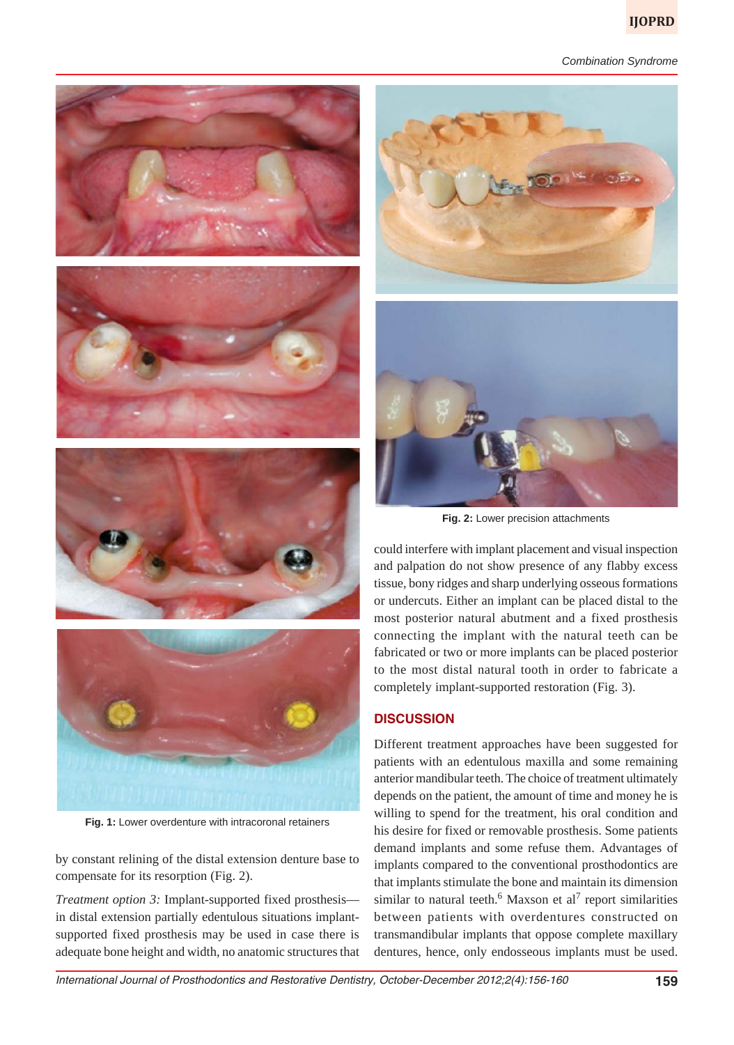Fig. 1: Lower overdenture with intracoronal retainers

by constant relining of the distal extension denture base to compensate for its resorption (Fig. 2).

*Treatment option 3:* Implant-supported fixed prosthesis—in distal extension partially edentulous situations implant-supported fixed prosthesis may be used in case there is adequate bone height and width, no anatomic structures that could interfere with implant placement and visual inspection and palpation do not show presence of any flabby excess tissue, bony ridges and sharp underlying osseous formations or undercuts. Either an implant can be placed distal to the most posterior natural abutment and a fixed prosthesis connecting the implant with the natural teeth can be fabricated or two or more implants can be placed posterior to the most distal natural tooth in order to fabricate a completely implant-supported restoration (Fig. 3).

Fig. 2: Lower precision attachments

## DISCUSSION

Different treatment approaches have been suggested for patients with an edentulous maxilla and some remaining anterior mandibular teeth. The choice of treatment ultimately depends on the patient, the amount of time and money he is willing to spend for the treatment, his oral condition and his desire for fixed or removable prosthesis. Some patients demand implants and some refuse them. Advantages of implants compared to the conventional prosthodontics are that implants stimulate the bone and maintain its dimension similar to natural teeth.[6] Maxson et al[7] report similarities between patients with overdentures constructed on transmandibular implants that oppose complete maxillary dentures, hence, only endosseous implants must be used.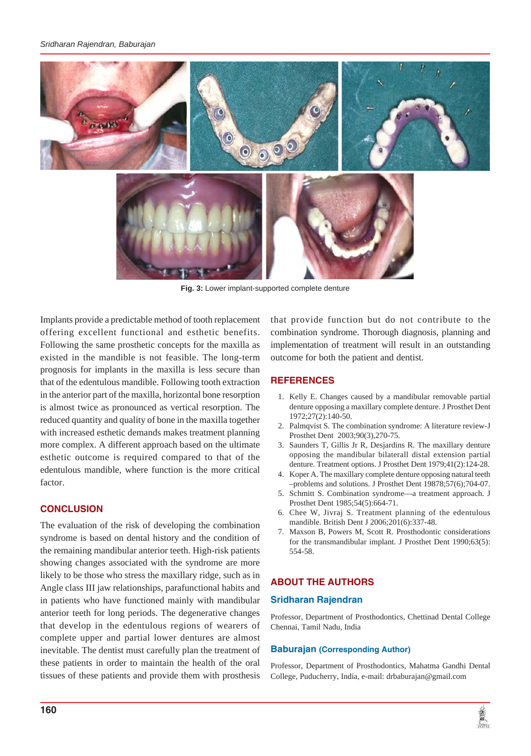Fig. 3: Lower implant-supported complete denture

Implants provide a predictable method of tooth replacement offering excellent functional and esthetic benefits. Following the same prosthetic concepts for the maxilla as existed in the mandible is not feasible. The long-term prognosis for implants in the maxilla is less secure than that of the edentulous mandible. Following tooth extraction in the anterior part of the maxilla, horizontal bone resorption is almost twice as pronounced as vertical resorption. The reduced quantity and quality of bone in the maxilla together with increased esthetic demands makes treatment planning more complex. A different approach based on the ultimate esthetic outcome is required compared to that of the edentulous mandible, where function is the more critical factor.

## CONCLUSION

The evaluation of the risk of developing the combination syndrome is based on dental history and the condition of the remaining mandibular anterior teeth. High-risk patients showing changes associated with the syndrome are more likely to be those who stress the maxillary ridge, such as in Angle class III jaw relationships, parafunctional habits and in patients who have functioned mainly with mandibular anterior teeth for long periods. The degenerative changes that develop in the edentulous regions of wearers of complete upper and partial lower dentures are almost inevitable. The dentist must carefully plan the treatment of these patients in order to maintain the health of the oral tissues of these patients and provide them with prosthesis that provide function but do not contribute to the combination syndrome. Thorough diagnosis, planning and implementation of treatment will result in an outstanding outcome for both the patient and dentist.

## REFERENCES

1. Kelly E. Changes caused by a mandibular removable partial denture opposing a maxillary complete denture. J Prosthet Dent 1972;27(2):140-50.
2. Palmqvist S. The combination syndrome: A literature review-J Prosthet Dent 2003;90(3),270-75.
3. Saunders T, Gillis Jr R, Desjardins R. The maxillary denture opposing the mandibular bilaterall distal extension partial denture. Treatment options. J Prosthet Dent 1979;41(2):124-28.
4. Koper A. The maxillary complete denture opposing natural teeth –problems and solutions. J Prosthet Dent 19878;57(6);704-07.
5. Schmitt S. Combination syndrome—a treatment approach. J Prosthet Dent 1985;54(5):664-71.
6. Chee W, Jivraj S. Treatment planning of the edentulous mandible. British Dent J 2006;201(6):337-48.
7. Maxson B, Powers M, Scott R. Prosthodontic considerations for the transmandibular implant. J Prosthet Dent 1990;63(5): 554-58.

## ABOUT THE AUTHORS

### Sridharan Rajendran

Professor, Department of Prosthodontics, Chettinad Dental College Chennai, Tamil Nadu, India

### Baburajan (Corresponding Author)

Professor, Department of Prosthodontics, Mahatma Gandhi Dental College, Puducherry, India, e-mail: drbaburajan@gmail.com